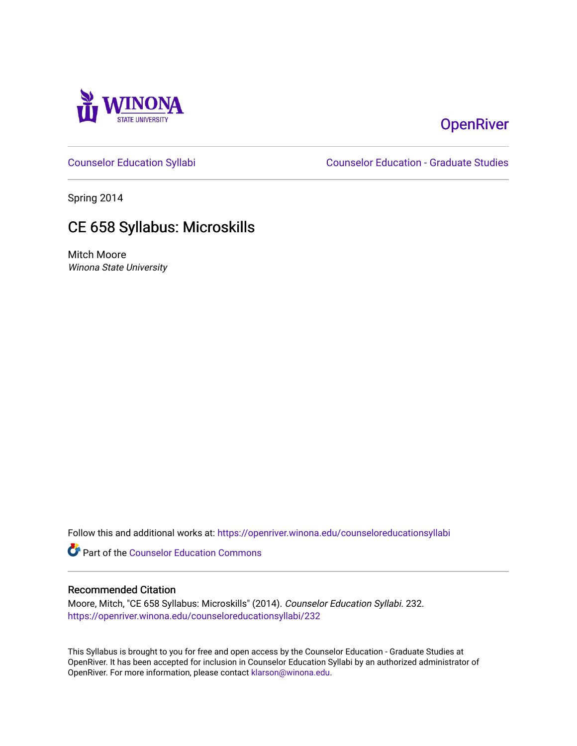Winona State University

OpenRiver

Counselor Education Syllabi | Counselor Education - Graduate Studies

Spring 2014

# CE 658 Syllabus: Microskills

Mitch Moore

*Winona State University*

Follow this and additional works at: https://openriver.winona.edu/counseloreducationsyllabi

Part of the Counselor Education Commons

## Recommended Citation

Moore, Mitch, "CE 658 Syllabus: Microskills" (2014). *Counselor Education Syllabi*. 232.
https://openriver.winona.edu/counseloreducationsyllabi/232

This Syllabus is brought to you for free and open access by the Counselor Education - Graduate Studies at OpenRiver. It has been accepted for inclusion in Counselor Education Syllabi by an authorized administrator of OpenRiver. For more information, please contact klarson@winona.edu.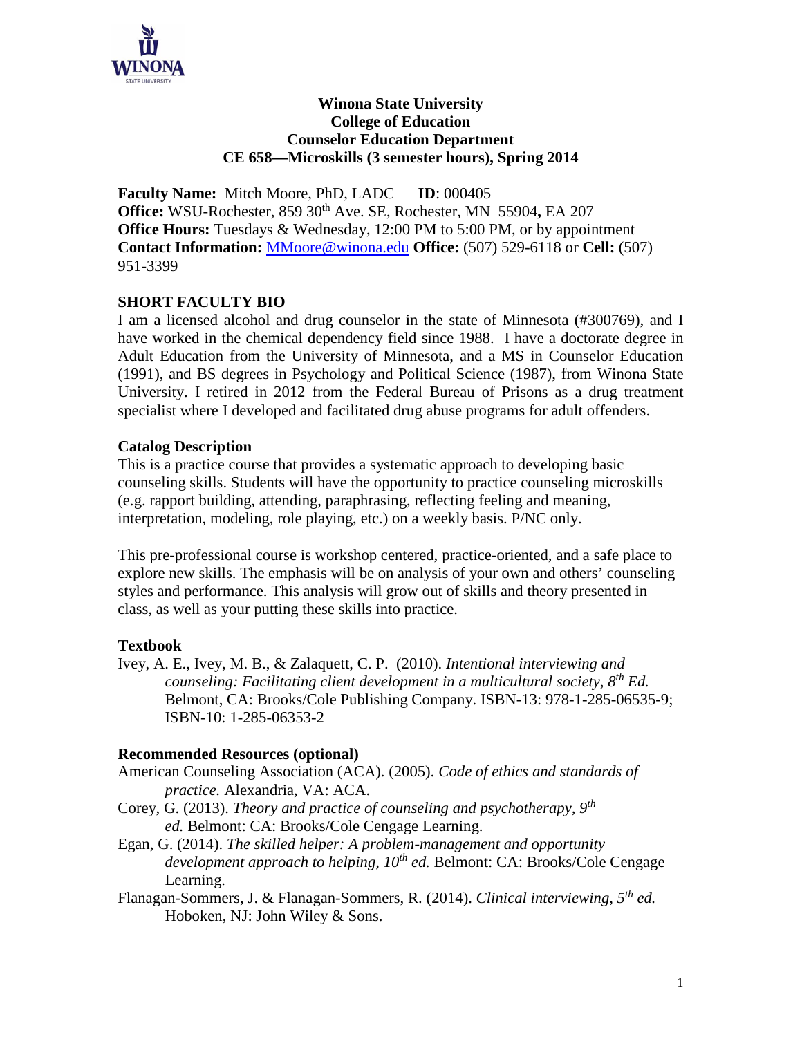**Winona State University**
**College of Education**
**Counselor Education Department**
**CE 658—Microskills (3 semester hours), Spring 2014**

**Faculty Name:** Mitch Moore, PhD, LADC **ID**: 000405
**Office:** WSU-Rochester, 859 30th Ave. SE, Rochester, MN 55904**,** EA 207
**Office Hours:** Tuesdays & Wednesday, 12:00 PM to 5:00 PM, or by appointment
**Contact Information:** MMoore@winona.edu **Office:** (507) 529-6118 or **Cell:** (507) 951-3399

## SHORT FACULTY BIO

I am a licensed alcohol and drug counselor in the state of Minnesota (#300769), and I have worked in the chemical dependency field since 1988. I have a doctorate degree in Adult Education from the University of Minnesota, and a MS in Counselor Education (1991), and BS degrees in Psychology and Political Science (1987), from Winona State University. I retired in 2012 from the Federal Bureau of Prisons as a drug treatment specialist where I developed and facilitated drug abuse programs for adult offenders.

### Catalog Description

This is a practice course that provides a systematic approach to developing basic counseling skills. Students will have the opportunity to practice counseling microskills (e.g. rapport building, attending, paraphrasing, reflecting feeling and meaning, interpretation, modeling, role playing, etc.) on a weekly basis. P/NC only.

This pre-professional course is workshop centered, practice-oriented, and a safe place to explore new skills. The emphasis will be on analysis of your own and others' counseling styles and performance. This analysis will grow out of skills and theory presented in class, as well as your putting these skills into practice.

### Textbook

Ivey, A. E., Ivey, M. B., & Zalaquett, C. P. (2010). *Intentional interviewing and counseling: Facilitating client development in a multicultural society, 8th Ed.* Belmont, CA: Brooks/Cole Publishing Company. ISBN-13: 978-1-285-06535-9; ISBN-10: 1-285-06353-2

### Recommended Resources (optional)

American Counseling Association (ACA). (2005). *Code of ethics and standards of practice.* Alexandria, VA: ACA.

Corey, G. (2013). *Theory and practice of counseling and psychotherapy, 9th ed.* Belmont: CA: Brooks/Cole Cengage Learning.

Egan, G. (2014). *The skilled helper: A problem-management and opportunity development approach to helping, 10th ed.* Belmont: CA: Brooks/Cole Cengage Learning.

Flanagan-Sommers, J. & Flanagan-Sommers, R. (2014). *Clinical interviewing, 5th ed.* Hoboken, NJ: John Wiley & Sons.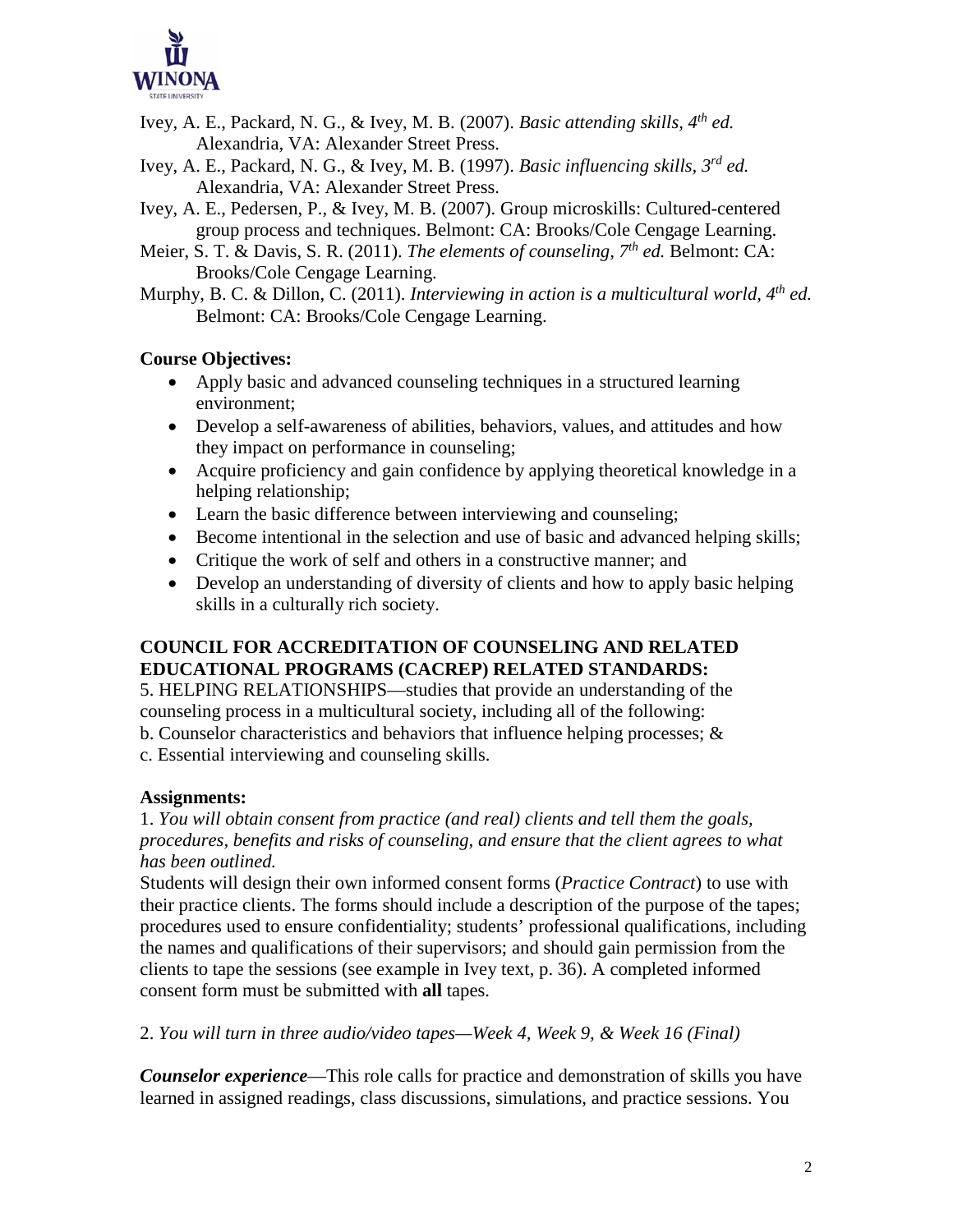Ivey, A. E., Packard, N. G., & Ivey, M. B. (2007). *Basic attending skills, 4th ed.* Alexandria, VA: Alexander Street Press.

Ivey, A. E., Packard, N. G., & Ivey, M. B. (1997). *Basic influencing skills, 3rd ed.* Alexandria, VA: Alexander Street Press.

Ivey, A. E., Pedersen, P., & Ivey, M. B. (2007). Group microskills: Cultured-centered group process and techniques. Belmont: CA: Brooks/Cole Cengage Learning.

Meier, S. T. & Davis, S. R. (2011). *The elements of counseling, 7th ed.* Belmont: CA: Brooks/Cole Cengage Learning.

Murphy, B. C. & Dillon, C. (2011). *Interviewing in action is a multicultural world, 4th ed.* Belmont: CA: Brooks/Cole Cengage Learning.

**Course Objectives:**

- Apply basic and advanced counseling techniques in a structured learning environment;
- Develop a self-awareness of abilities, behaviors, values, and attitudes and how they impact on performance in counseling;
- Acquire proficiency and gain confidence by applying theoretical knowledge in a helping relationship;
- Learn the basic difference between interviewing and counseling;
- Become intentional in the selection and use of basic and advanced helping skills;
- Critique the work of self and others in a constructive manner; and
- Develop an understanding of diversity of clients and how to apply basic helping skills in a culturally rich society.

**COUNCIL FOR ACCREDITATION OF COUNSELING AND RELATED EDUCATIONAL PROGRAMS (CACREP) RELATED STANDARDS:**

5. HELPING RELATIONSHIPS—studies that provide an understanding of the counseling process in a multicultural society, including all of the following:
b. Counselor characteristics and behaviors that influence helping processes; &
c. Essential interviewing and counseling skills.

**Assignments:**

1. *You will obtain consent from practice (and real) clients and tell them the goals, procedures, benefits and risks of counseling, and ensure that the client agrees to what has been outlined.*

Students will design their own informed consent forms (*Practice Contract*) to use with their practice clients. The forms should include a description of the purpose of the tapes; procedures used to ensure confidentiality; students' professional qualifications, including the names and qualifications of their supervisors; and should gain permission from the clients to tape the sessions (see example in Ivey text, p. 36). A completed informed consent form must be submitted with **all** tapes.

2. *You will turn in three audio/video tapes—Week 4, Week 9, & Week 16 (Final)*

***Counselor experience***—This role calls for practice and demonstration of skills you have learned in assigned readings, class discussions, simulations, and practice sessions. You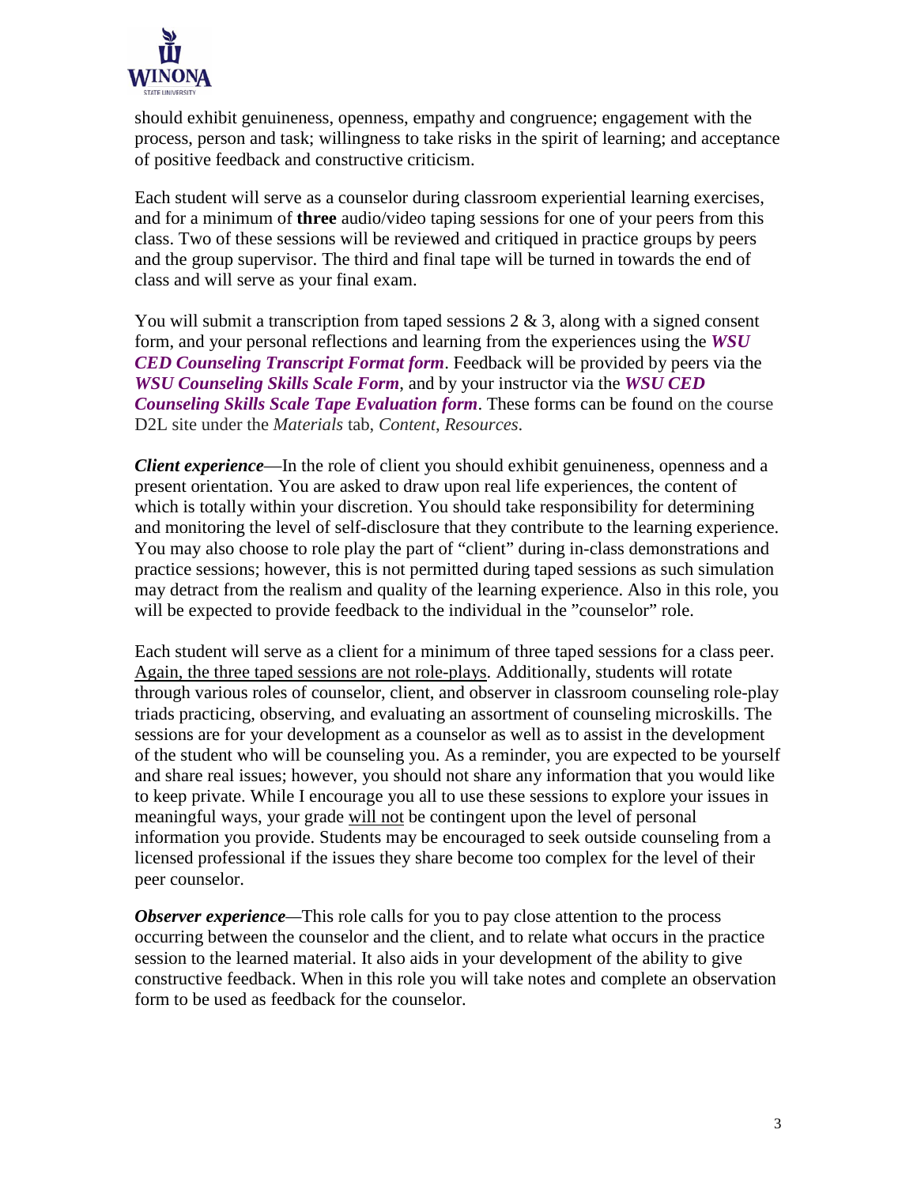should exhibit genuineness, openness, empathy and congruence; engagement with the process, person and task; willingness to take risks in the spirit of learning; and acceptance of positive feedback and constructive criticism.

Each student will serve as a counselor during classroom experiential learning exercises, and for a minimum of **three** audio/video taping sessions for one of your peers from this class. Two of these sessions will be reviewed and critiqued in practice groups by peers and the group supervisor. The third and final tape will be turned in towards the end of class and will serve as your final exam.

You will submit a transcription from taped sessions 2 & 3, along with a signed consent form, and your personal reflections and learning from the experiences using the ***WSU CED Counseling Transcript Format form***. Feedback will be provided by peers via the ***WSU Counseling Skills Scale Form***, and by your instructor via the ***WSU CED Counseling Skills Scale Tape Evaluation form***. These forms can be found on the course D2L site under the *Materials* tab, *Content*, *Resources*.

***Client experience***—In the role of client you should exhibit genuineness, openness and a present orientation. You are asked to draw upon real life experiences, the content of which is totally within your discretion. You should take responsibility for determining and monitoring the level of self-disclosure that they contribute to the learning experience. You may also choose to role play the part of "client" during in-class demonstrations and practice sessions; however, this is not permitted during taped sessions as such simulation may detract from the realism and quality of the learning experience. Also in this role, you will be expected to provide feedback to the individual in the "counselor" role.

Each student will serve as a client for a minimum of three taped sessions for a class peer. <u>Again, the three taped sessions are not role-plays</u>. Additionally, students will rotate through various roles of counselor, client, and observer in classroom counseling role-play triads practicing, observing, and evaluating an assortment of counseling microskills. The sessions are for your development as a counselor as well as to assist in the development of the student who will be counseling you. As a reminder, you are expected to be yourself and share real issues; however, you should not share any information that you would like to keep private. While I encourage you all to use these sessions to explore your issues in meaningful ways, your grade <u>will not</u> be contingent upon the level of personal information you provide. Students may be encouraged to seek outside counseling from a licensed professional if the issues they share become too complex for the level of their peer counselor.

***Observer experience***—This role calls for you to pay close attention to the process occurring between the counselor and the client, and to relate what occurs in the practice session to the learned material. It also aids in your development of the ability to give constructive feedback. When in this role you will take notes and complete an observation form to be used as feedback for the counselor.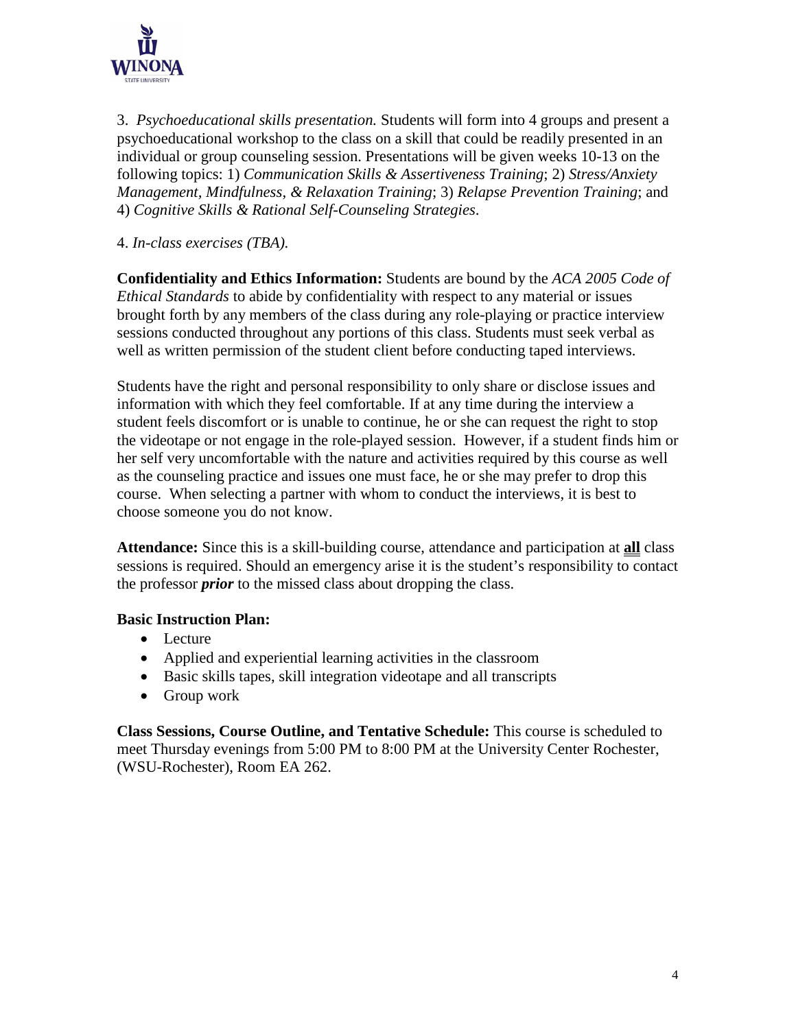3. *Psychoeducational skills presentation.* Students will form into 4 groups and present a psychoeducational workshop to the class on a skill that could be readily presented in an individual or group counseling session. Presentations will be given weeks 10-13 on the following topics: 1) *Communication Skills & Assertiveness Training*; 2) *Stress/Anxiety Management, Mindfulness, & Relaxation Training*; 3) *Relapse Prevention Training*; and 4) *Cognitive Skills & Rational Self-Counseling Strategies*.

4. *In-class exercises (TBA).*

**Confidentiality and Ethics Information:** Students are bound by the *ACA 2005 Code of Ethical Standards* to abide by confidentiality with respect to any material or issues brought forth by any members of the class during any role-playing or practice interview sessions conducted throughout any portions of this class. Students must seek verbal as well as written permission of the student client before conducting taped interviews.

Students have the right and personal responsibility to only share or disclose issues and information with which they feel comfortable. If at any time during the interview a student feels discomfort or is unable to continue, he or she can request the right to stop the videotape or not engage in the role-played session. However, if a student finds him or her self very uncomfortable with the nature and activities required by this course as well as the counseling practice and issues one must face, he or she may prefer to drop this course. When selecting a partner with whom to conduct the interviews, it is best to choose someone you do not know.

**Attendance:** Since this is a skill-building course, attendance and participation at **all** class sessions is required. Should an emergency arise it is the student's responsibility to contact the professor ***prior*** to the missed class about dropping the class.

**Basic Instruction Plan:**

- Lecture
- Applied and experiential learning activities in the classroom
- Basic skills tapes, skill integration videotape and all transcripts
- Group work

**Class Sessions, Course Outline, and Tentative Schedule:** This course is scheduled to meet Thursday evenings from 5:00 PM to 8:00 PM at the University Center Rochester, (WSU-Rochester), Room EA 262.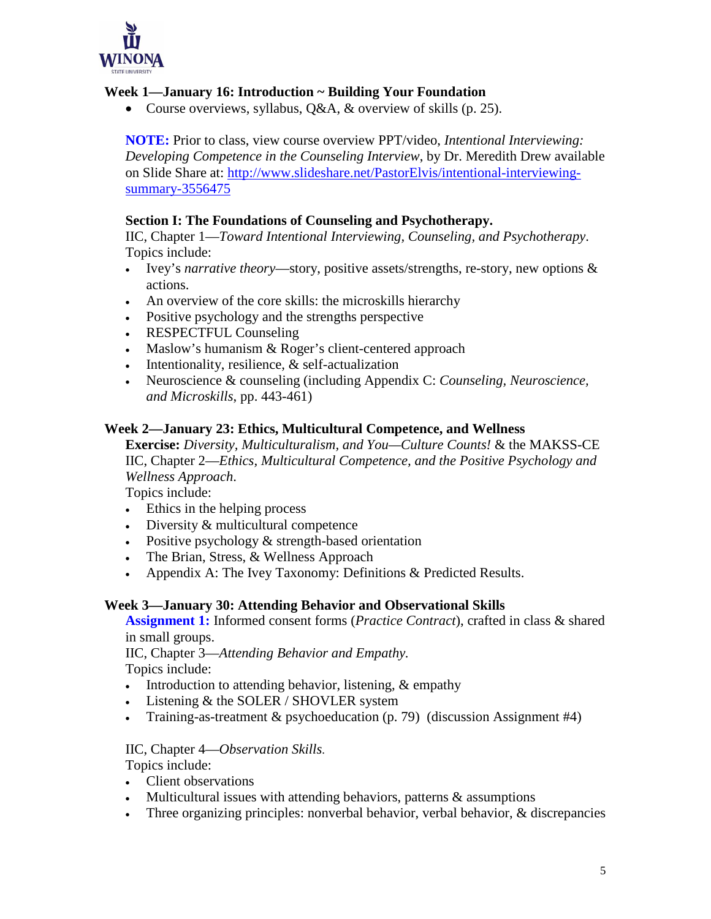### Week 1—January 16: Introduction ~ Building Your Foundation

- Course overviews, syllabus, Q&A, & overview of skills (p. 25).

**NOTE:** Prior to class, view course overview PPT/video, *Intentional Interviewing: Developing Competence in the Counseling Interview*, by Dr. Meredith Drew available on Slide Share at: http://www.slideshare.net/PastorElvis/intentional-interviewing-summary-3556475

**Section I: The Foundations of Counseling and Psychotherapy.**
IIC, Chapter 1—*Toward Intentional Interviewing, Counseling, and Psychotherapy*.
Topics include:

- Ivey's *narrative theory*—story, positive assets/strengths, re-story, new options & actions.
- An overview of the core skills: the microskills hierarchy
- Positive psychology and the strengths perspective
- RESPECTFUL Counseling
- Maslow's humanism & Roger's client-centered approach
- Intentionality, resilience, & self-actualization
- Neuroscience & counseling (including Appendix C: *Counseling, Neuroscience, and Microskills*, pp. 443-461)

### Week 2—January 23: Ethics, Multicultural Competence, and Wellness

**Exercise:** *Diversity, Multiculturalism, and You—Culture Counts!* & the MAKSS-CE
IIC, Chapter 2—*Ethics, Multicultural Competence, and the Positive Psychology and Wellness Approach.*
Topics include:

- Ethics in the helping process
- Diversity & multicultural competence
- Positive psychology & strength-based orientation
- The Brian, Stress, & Wellness Approach
- Appendix A: The Ivey Taxonomy: Definitions & Predicted Results.

### Week 3—January 30: Attending Behavior and Observational Skills

**Assignment 1:** Informed consent forms (*Practice Contract*), crafted in class & shared in small groups.
IIC, Chapter 3—*Attending Behavior and Empathy.*
Topics include:

- Introduction to attending behavior, listening, & empathy
- Listening & the SOLER / SHOVLER system
- Training-as-treatment & psychoeducation (p. 79) (discussion Assignment #4)

IIC, Chapter 4—*Observation Skills.*
Topics include:

- Client observations
- Multicultural issues with attending behaviors, patterns & assumptions
- Three organizing principles: nonverbal behavior, verbal behavior, & discrepancies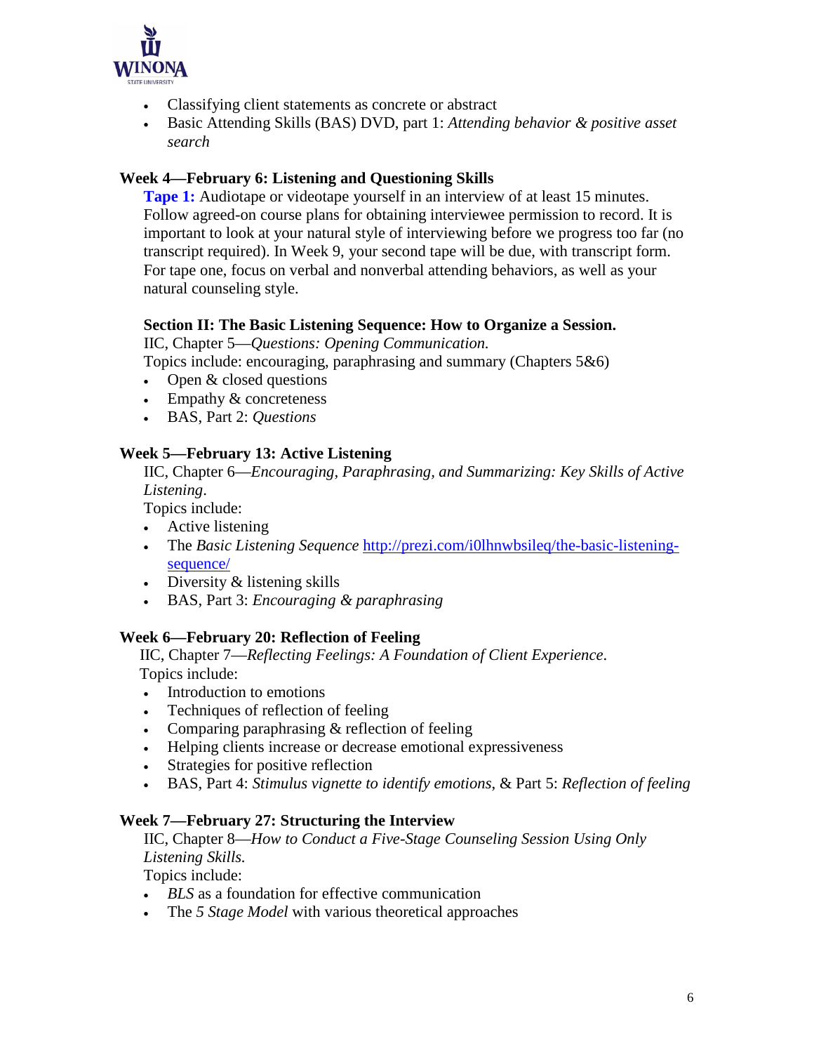- Classifying client statements as concrete or abstract
- Basic Attending Skills (BAS) DVD, part 1: *Attending behavior & positive asset search*

### Week 4—February 6: Listening and Questioning Skills

**Tape 1:** Audiotape or videotape yourself in an interview of at least 15 minutes. Follow agreed-on course plans for obtaining interviewee permission to record. It is important to look at your natural style of interviewing before we progress too far (no transcript required). In Week 9, your second tape will be due, with transcript form. For tape one, focus on verbal and nonverbal attending behaviors, as well as your natural counseling style.

**Section II: The Basic Listening Sequence: How to Organize a Session.**

IIC, Chapter 5—*Questions: Opening Communication.*

Topics include: encouraging, paraphrasing and summary (Chapters 5&6)

- Open & closed questions
- Empathy & concreteness
- BAS, Part 2: *Questions*

### Week 5—February 13: Active Listening

IIC, Chapter 6—*Encouraging, Paraphrasing, and Summarizing: Key Skills of Active Listening*.

Topics include:

- Active listening
- The *Basic Listening Sequence* http://prezi.com/i0lhnwbsileq/the-basic-listening-sequence/
- Diversity & listening skills
- BAS, Part 3: *Encouraging & paraphrasing*

### Week 6—February 20: Reflection of Feeling

IIC, Chapter 7—*Reflecting Feelings: A Foundation of Client Experience*.

Topics include:

- Introduction to emotions
- Techniques of reflection of feeling
- Comparing paraphrasing & reflection of feeling
- Helping clients increase or decrease emotional expressiveness
- Strategies for positive reflection
- BAS, Part 4: *Stimulus vignette to identify emotions*, & Part 5: *Reflection of feeling*

### Week 7—February 27: Structuring the Interview

IIC, Chapter 8—*How to Conduct a Five-Stage Counseling Session Using Only Listening Skills.*

Topics include:

- *BLS* as a foundation for effective communication
- The *5 Stage Model* with various theoretical approaches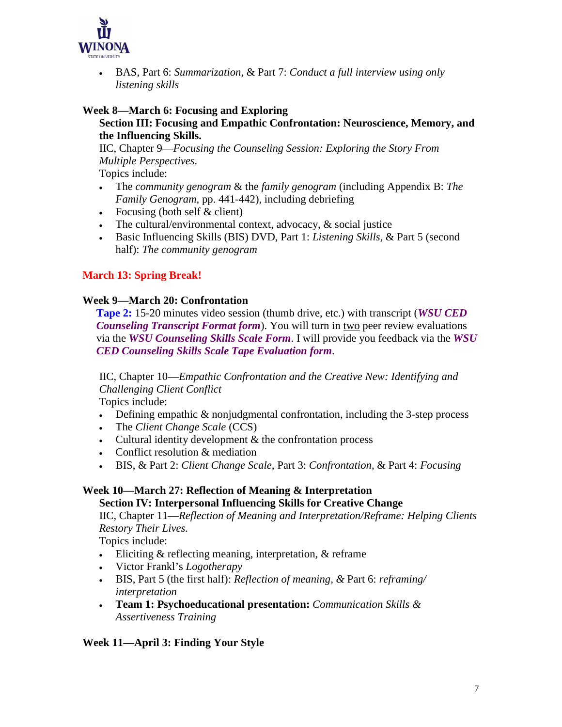- BAS, Part 6: *Summarization*, & Part 7: *Conduct a full interview using only listening skills*

**Week 8—March 6: Focusing and Exploring**

**Section III: Focusing and Empathic Confrontation: Neuroscience, Memory, and the Influencing Skills.**

IIC, Chapter 9—*Focusing the Counseling Session: Exploring the Story From Multiple Perspectives.*

Topics include:

- The *community genogram* & the *family genogram* (including Appendix B: *The Family Genogram*, pp. 441-442), including debriefing
- Focusing (both self & client)
- The cultural/environmental context, advocacy, & social justice
- Basic Influencing Skills (BIS) DVD, Part 1: *Listening Skills*, & Part 5 (second half): *The community genogram*

**March 13: Spring Break!**

**Week 9—March 20: Confrontation**

**Tape 2:** 15-20 minutes video session (thumb drive, etc.) with transcript (***WSU CED Counseling Transcript Format form***). You will turn in <u>two</u> peer review evaluations via the ***WSU Counseling Skills Scale Form***. I will provide you feedback via the ***WSU CED Counseling Skills Scale Tape Evaluation form***.

IIC, Chapter 10—*Empathic Confrontation and the Creative New: Identifying and Challenging Client Conflict*

Topics include:

- Defining empathic & nonjudgmental confrontation, including the 3-step process
- The *Client Change Scale* (CCS)
- Cultural identity development & the confrontation process
- Conflict resolution & mediation
- BIS, & Part 2: *Client Change Scale,* Part 3: *Confrontation,* & Part 4: *Focusing*

**Week 10—March 27: Reflection of Meaning & Interpretation**

**Section IV: Interpersonal Influencing Skills for Creative Change**

IIC, Chapter 11—*Reflection of Meaning and Interpretation/Reframe: Helping Clients Restory Their Lives.*

Topics include:

- Eliciting & reflecting meaning, interpretation, & reframe
- Victor Frankl's *Logotherapy*
- BIS, Part 5 (the first half): *Reflection of meaning, &* Part 6: *reframing/ interpretation*
- **Team 1: Psychoeducational presentation:** *Communication Skills & Assertiveness Training*

**Week 11—April 3: Finding Your Style**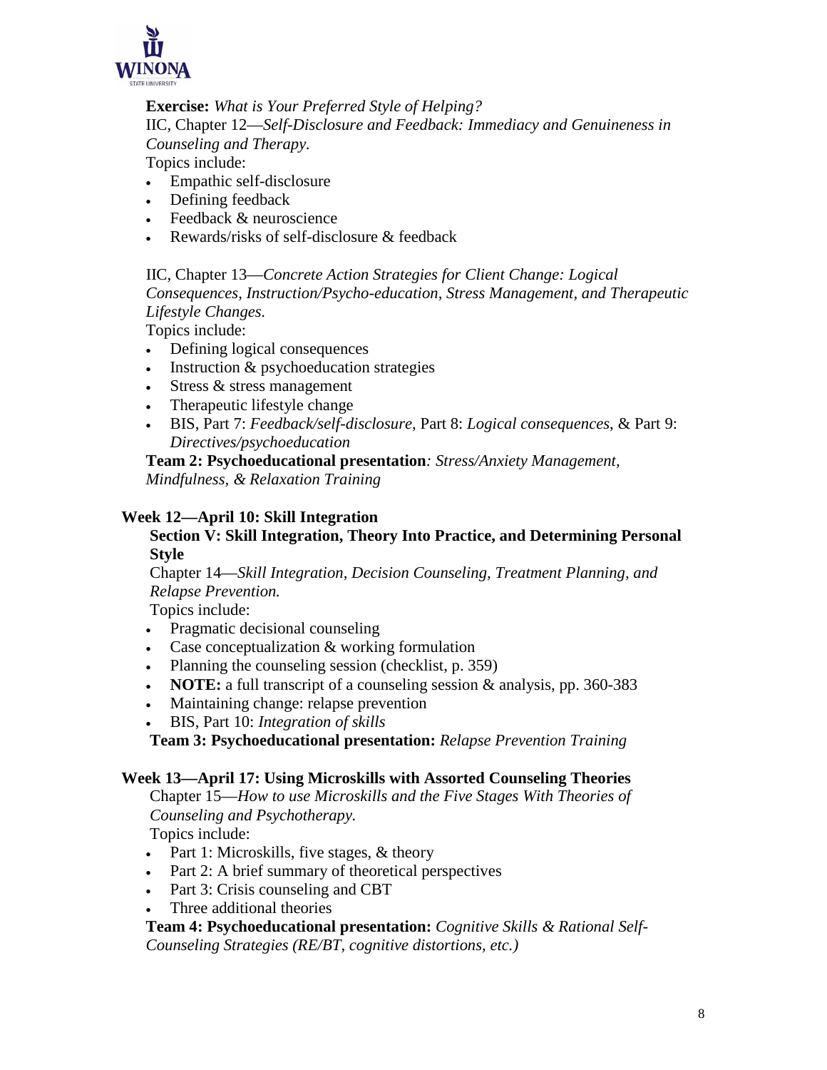**Exercise:** *What is Your Preferred Style of Helping?*

IIC, Chapter 12—*Self-Disclosure and Feedback: Immediacy and Genuineness in Counseling and Therapy.*

Topics include:

- Empathic self-disclosure
- Defining feedback
- Feedback & neuroscience
- Rewards/risks of self-disclosure & feedback

IIC, Chapter 13—*Concrete Action Strategies for Client Change: Logical Consequences, Instruction/Psycho-education, Stress Management, and Therapeutic Lifestyle Changes.*

Topics include:

- Defining logical consequences
- Instruction & psychoeducation strategies
- Stress & stress management
- Therapeutic lifestyle change
- BIS, Part 7: *Feedback/self-disclosure*, Part 8: *Logical consequences*, & Part 9: *Directives/psychoeducation*

**Team 2: Psychoeducational presentation***: Stress/Anxiety Management, Mindfulness, & Relaxation Training*

## Week 12—April 10: Skill Integration

### Section V: Skill Integration, Theory Into Practice, and Determining Personal Style

Chapter 14—*Skill Integration, Decision Counseling, Treatment Planning, and Relapse Prevention.*

Topics include:

- Pragmatic decisional counseling
- Case conceptualization & working formulation
- Planning the counseling session (checklist, p. 359)
- **NOTE:** a full transcript of a counseling session & analysis, pp. 360-383
- Maintaining change: relapse prevention
- BIS, Part 10: *Integration of skills*

**Team 3: Psychoeducational presentation:** *Relapse Prevention Training*

## Week 13—April 17: Using Microskills with Assorted Counseling Theories

Chapter 15—*How to use Microskills and the Five Stages With Theories of Counseling and Psychotherapy.*

Topics include:

- Part 1: Microskills, five stages, & theory
- Part 2: A brief summary of theoretical perspectives
- Part 3: Crisis counseling and CBT
- Three additional theories

**Team 4: Psychoeducational presentation:** *Cognitive Skills & Rational Self-Counseling Strategies (RE/BT, cognitive distortions, etc.)*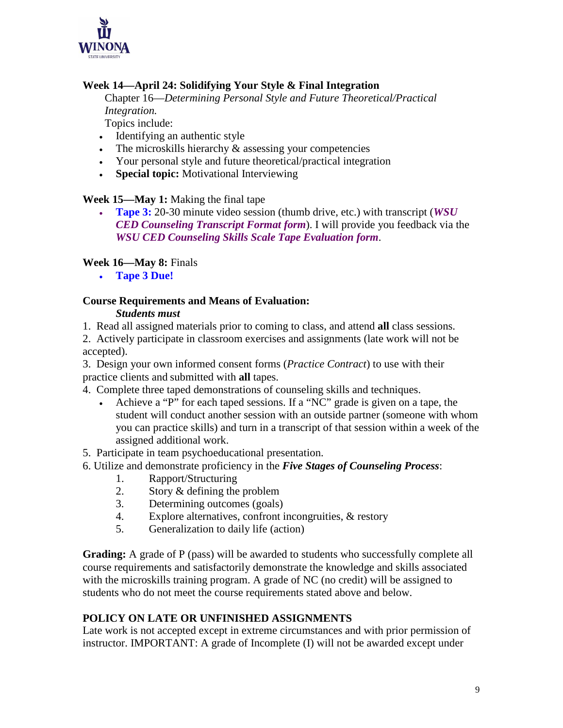**Week 14—April 24: Solidifying Your Style & Final Integration**

Chapter 16—*Determining Personal Style and Future Theoretical/Practical Integration.*

Topics include:

- Identifying an authentic style
- The microskills hierarchy & assessing your competencies
- Your personal style and future theoretical/practical integration
- **Special topic:** Motivational Interviewing

**Week 15—May 1:** Making the final tape

- **Tape 3:** 20-30 minute video session (thumb drive, etc.) with transcript (***WSU CED Counseling Transcript Format form***). I will provide you feedback via the ***WSU CED Counseling Skills Scale Tape Evaluation form***.

**Week 16—May 8:** Finals

- **Tape 3 Due!**

**Course Requirements and Means of Evaluation:**

***Students must***

1. Read all assigned materials prior to coming to class, and attend **all** class sessions.
2. Actively participate in classroom exercises and assignments (late work will not be accepted).
3. Design your own informed consent forms (*Practice Contract*) to use with their practice clients and submitted with **all** tapes.
4. Complete three taped demonstrations of counseling skills and techniques.
   - Achieve a "P" for each taped sessions. If a "NC" grade is given on a tape, the student will conduct another session with an outside partner (someone with whom you can practice skills) and turn in a transcript of that session within a week of the assigned additional work.
5. Participate in team psychoeducational presentation.
6. Utilize and demonstrate proficiency in the ***Five Stages of Counseling Process***:
   1. Rapport/Structuring
   2. Story & defining the problem
   3. Determining outcomes (goals)
   4. Explore alternatives, confront incongruities, & restory
   5. Generalization to daily life (action)

**Grading:** A grade of P (pass) will be awarded to students who successfully complete all course requirements and satisfactorily demonstrate the knowledge and skills associated with the microskills training program. A grade of NC (no credit) will be assigned to students who do not meet the course requirements stated above and below.

**POLICY ON LATE OR UNFINISHED ASSIGNMENTS**

Late work is not accepted except in extreme circumstances and with prior permission of instructor. IMPORTANT: A grade of Incomplete (I) will not be awarded except under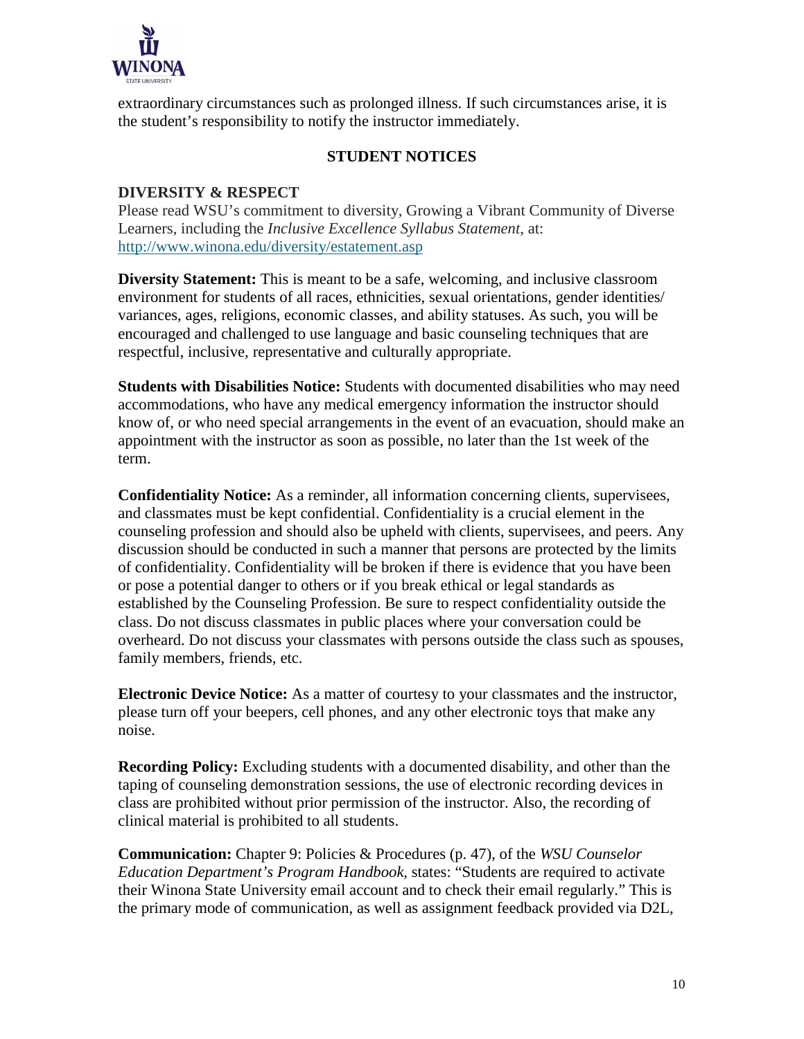extraordinary circumstances such as prolonged illness. If such circumstances arise, it is the student's responsibility to notify the instructor immediately.

## STUDENT NOTICES

### DIVERSITY & RESPECT

Please read WSU's commitment to diversity, Growing a Vibrant Community of Diverse Learners, including the *Inclusive Excellence Syllabus Statement*, at: http://www.winona.edu/diversity/estatement.asp

**Diversity Statement:** This is meant to be a safe, welcoming, and inclusive classroom environment for students of all races, ethnicities, sexual orientations, gender identities/ variances, ages, religions, economic classes, and ability statuses. As such, you will be encouraged and challenged to use language and basic counseling techniques that are respectful, inclusive, representative and culturally appropriate.

**Students with Disabilities Notice:** Students with documented disabilities who may need accommodations, who have any medical emergency information the instructor should know of, or who need special arrangements in the event of an evacuation, should make an appointment with the instructor as soon as possible, no later than the 1st week of the term.

**Confidentiality Notice:** As a reminder, all information concerning clients, supervisees, and classmates must be kept confidential. Confidentiality is a crucial element in the counseling profession and should also be upheld with clients, supervisees, and peers. Any discussion should be conducted in such a manner that persons are protected by the limits of confidentiality. Confidentiality will be broken if there is evidence that you have been or pose a potential danger to others or if you break ethical or legal standards as established by the Counseling Profession. Be sure to respect confidentiality outside the class. Do not discuss classmates in public places where your conversation could be overheard. Do not discuss your classmates with persons outside the class such as spouses, family members, friends, etc.

**Electronic Device Notice:** As a matter of courtesy to your classmates and the instructor, please turn off your beepers, cell phones, and any other electronic toys that make any noise.

**Recording Policy:** Excluding students with a documented disability, and other than the taping of counseling demonstration sessions, the use of electronic recording devices in class are prohibited without prior permission of the instructor. Also, the recording of clinical material is prohibited to all students.

**Communication:** Chapter 9: Policies & Procedures (p. 47), of the *WSU Counselor Education Department's Program Handbook,* states: "Students are required to activate their Winona State University email account and to check their email regularly." This is the primary mode of communication, as well as assignment feedback provided via D2L,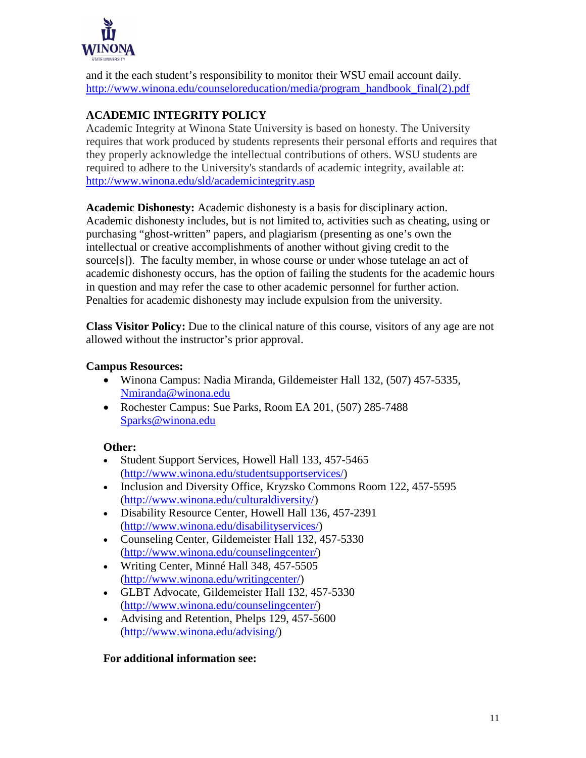and it the each student's responsibility to monitor their WSU email account daily. [http://www.winona.edu/counseloreducation/media/program_handbook_final(2).pdf](http://www.winona.edu/counseloreducation/media/program_handbook_final(2).pdf)

## ACADEMIC INTEGRITY POLICY

Academic Integrity at Winona State University is based on honesty. The University requires that work produced by students represents their personal efforts and requires that they properly acknowledge the intellectual contributions of others. WSU students are required to adhere to the University's standards of academic integrity, available at: [http://www.winona.edu/sld/academicintegrity.asp](http://www.winona.edu/sld/academicintegrity.asp)

**Academic Dishonesty:** Academic dishonesty is a basis for disciplinary action. Academic dishonesty includes, but is not limited to, activities such as cheating, using or purchasing "ghost-written" papers, and plagiarism (presenting as one's own the intellectual or creative accomplishments of another without giving credit to the source[s]). The faculty member, in whose course or under whose tutelage an act of academic dishonesty occurs, has the option of failing the students for the academic hours in question and may refer the case to other academic personnel for further action. Penalties for academic dishonesty may include expulsion from the university.

**Class Visitor Policy:** Due to the clinical nature of this course, visitors of any age are not allowed without the instructor's prior approval.

**Campus Resources:**

- Winona Campus: Nadia Miranda, Gildemeister Hall 132, (507) 457-5335, [Nmiranda@winona.edu](mailto:Nmiranda@winona.edu)
- Rochester Campus: Sue Parks, Room EA 201, (507) 285-7488 [Sparks@winona.edu](mailto:Sparks@winona.edu)

**Other:**

- Student Support Services, Howell Hall 133, 457-5465 ([http://www.winona.edu/studentsupportservices/](http://www.winona.edu/studentsupportservices/))
- Inclusion and Diversity Office, Kryzsko Commons Room 122, 457-5595 ([http://www.winona.edu/culturaldiversity/](http://www.winona.edu/culturaldiversity/))
- Disability Resource Center, Howell Hall 136, 457-2391 ([http://www.winona.edu/disabilityservices/](http://www.winona.edu/disabilityservices/))
- Counseling Center, Gildemeister Hall 132, 457-5330 ([http://www.winona.edu/counselingcenter/](http://www.winona.edu/counselingcenter/))
- Writing Center, Minné Hall 348, 457-5505 ([http://www.winona.edu/writingcenter/](http://www.winona.edu/writingcenter/))
- GLBT Advocate, Gildemeister Hall 132, 457-5330 ([http://www.winona.edu/counselingcenter/](http://www.winona.edu/counselingcenter/))
- Advising and Retention, Phelps 129, 457-5600 ([http://www.winona.edu/advising/](http://www.winona.edu/advising/))

**For additional information see:**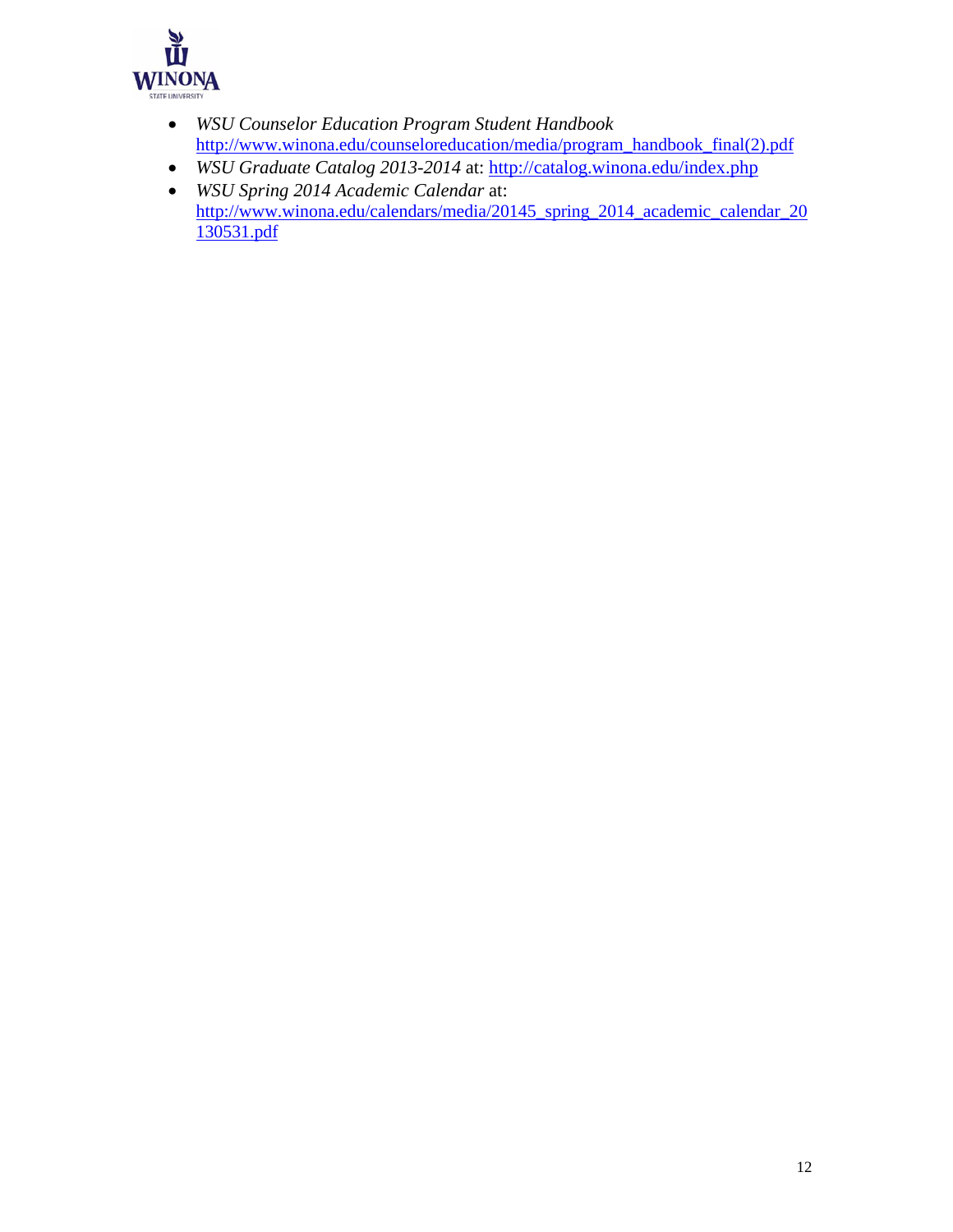- *WSU Counselor Education Program Student Handbook* http://www.winona.edu/counseloreducation/media/program_handbook_final(2).pdf
- *WSU Graduate Catalog 2013-2014* at: http://catalog.winona.edu/index.php
- *WSU Spring 2014 Academic Calendar* at: http://www.winona.edu/calendars/media/20145_spring_2014_academic_calendar_20130531.pdf